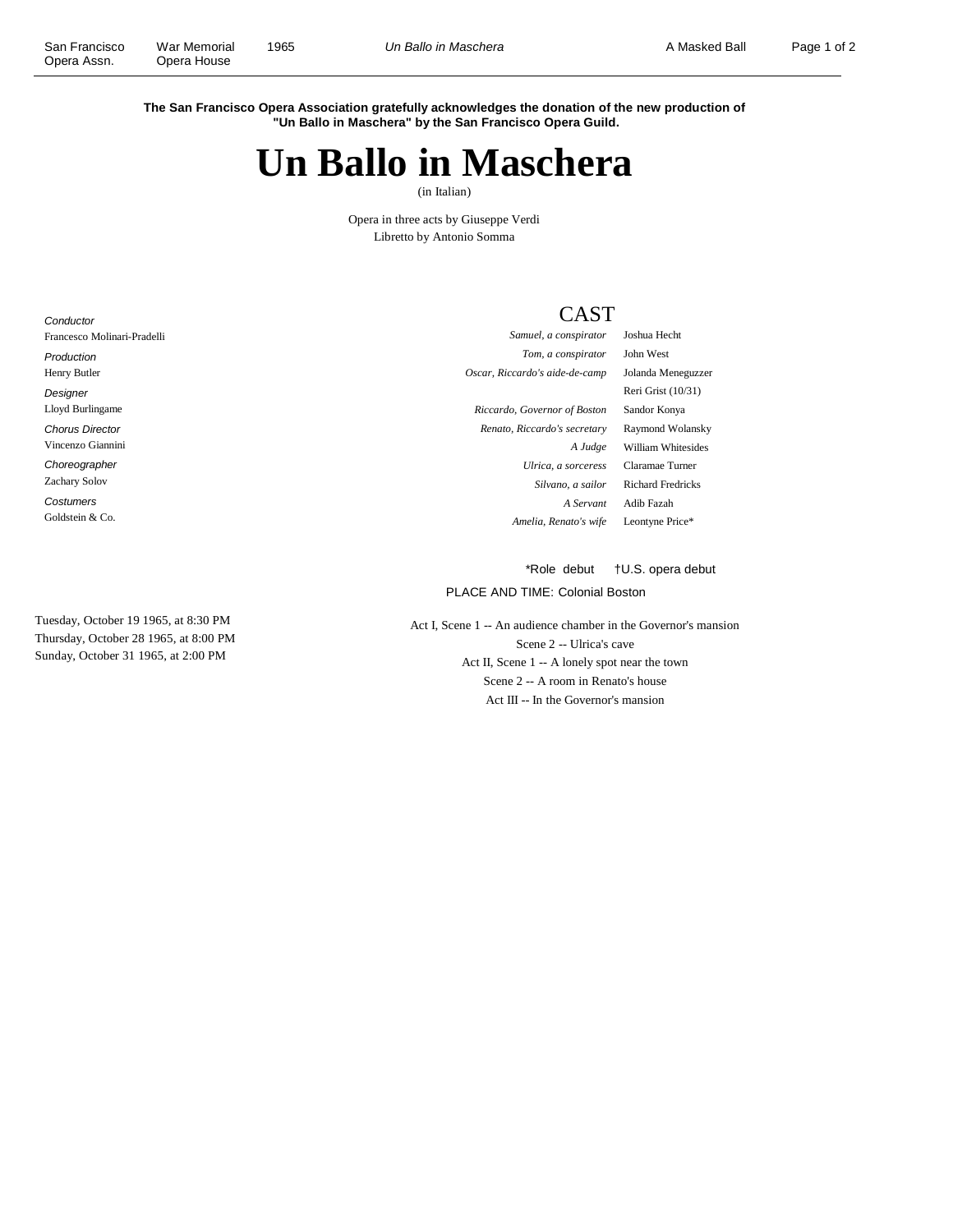**The San Francisco Opera Association gratefully acknowledges the donation of the new production of "Un Ballo in Maschera" by the San Francisco Opera Guild.**

# Un Ballo in Maschera

(in Italian)

Opera in three acts by Giuseppe Verdi
Libretto by Antonio Somma

*Conductor*
Francesco Molinari-Pradelli

*Production*
Henry Butler

*Designer*
Lloyd Burlingame

*Chorus Director*
Vincenzo Giannini

*Choreographer*
Zachary Solov

*Costumers*
Goldstein & Co.

## CAST

| | |
|---|---|
| *Samuel, a conspirator* | Joshua Hecht |
| *Tom, a conspirator* | John West |
| *Oscar, Riccardo's aide-de-camp* | Jolanda Meneguzzer |
| | Reri Grist (10/31) |
| *Riccardo, Governor of Boston* | Sandor Konya |
| *Renato, Riccardo's secretary* | Raymond Wolansky |
| *A Judge* | William Whitesides |
| *Ulrica, a sorceress* | Claramae Turner |
| *Silvano, a sailor* | Richard Fredricks |
| *A Servant* | Adib Fazah |
| *Amelia, Renato's wife* | Leontyne Price* |

*Role debut †U.S. opera debut

PLACE AND TIME: Colonial Boston

Act I, Scene 1 -- An audience chamber in the Governor's mansion
Scene 2 -- Ulrica's cave
Act II, Scene 1 -- A lonely spot near the town
Scene 2 -- A room in Renato's house
Act III -- In the Governor's mansion

Tuesday, October 19 1965, at 8:30 PM
Thursday, October 28 1965, at 8:00 PM
Sunday, October 31 1965, at 2:00 PM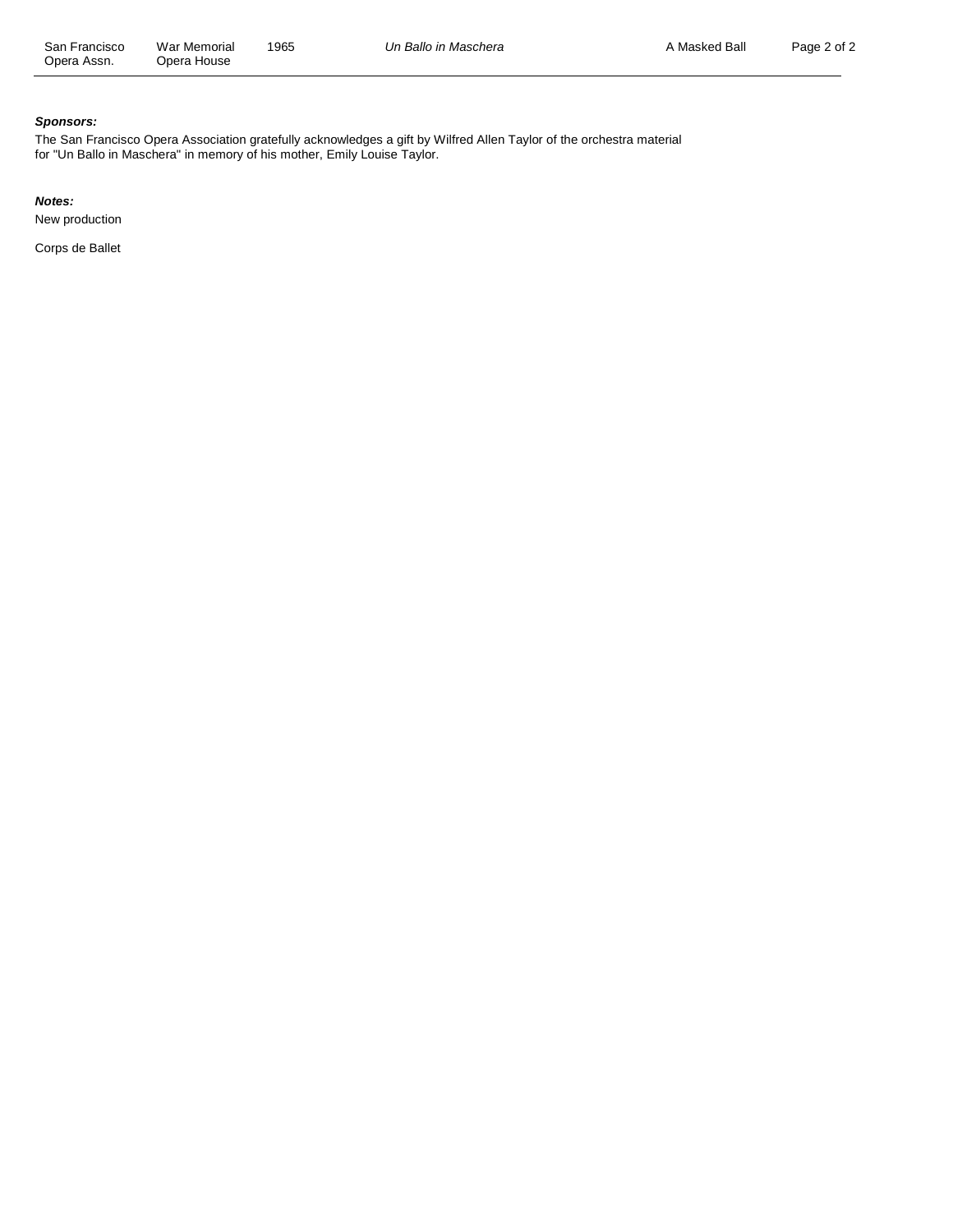***Sponsors:***

The San Francisco Opera Association gratefully acknowledges a gift by Wilfred Allen Taylor of the orchestra material for "Un Ballo in Maschera" in memory of his mother, Emily Louise Taylor.

***Notes:***

New production

Corps de Ballet